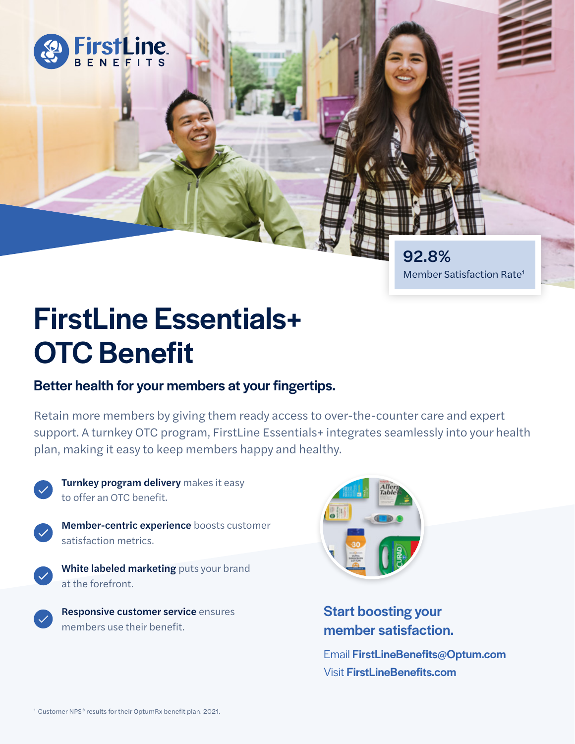FirstLine BENEFITS

**92.8%**
Member Satisfaction Rate[1]

# FirstLine Essentials+ OTC Benefit

## Better health for your members at your fingertips.

Retain more members by giving them ready access to over-the-counter care and expert support. A turnkey OTC program, FirstLine Essentials+ integrates seamlessly into your health plan, making it easy to keep members happy and healthy.

- **Turnkey program delivery** makes it easy to offer an OTC benefit.
- **Member-centric experience** boosts customer satisfaction metrics.
- **White labeled marketing** puts your brand at the forefront.
- **Responsive customer service** ensures members use their benefit.

### Start boosting your member satisfaction.

Email **FirstLineBenefits@Optum.com**
Visit **FirstLineBenefits.com**

[1] Customer NPS® results for their OptumRx benefit plan. 2021.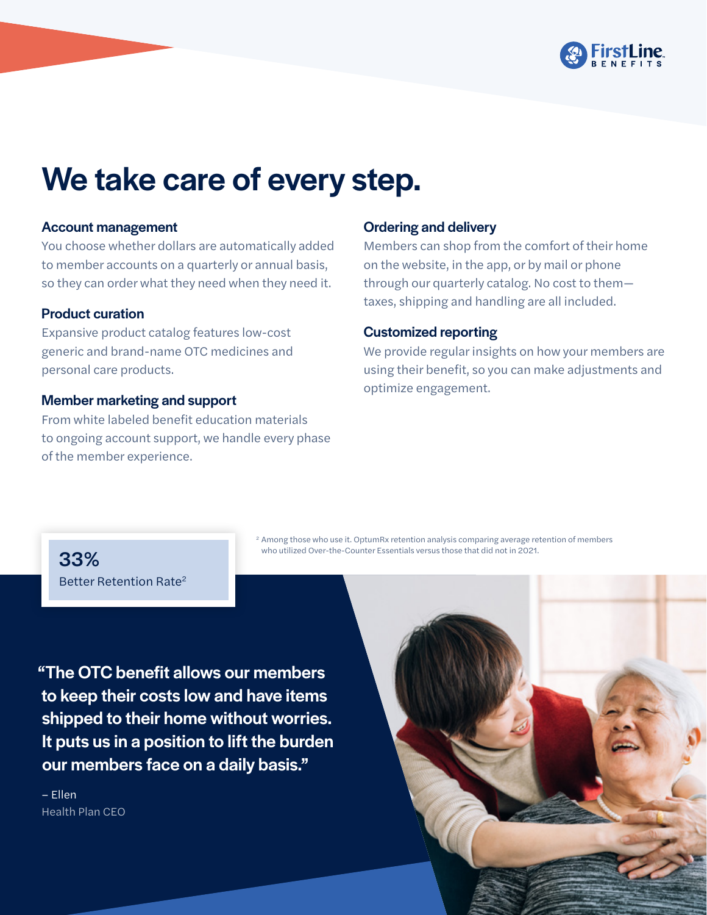FirstLine BENEFITS

# We take care of every step.

### Account management

You choose whether dollars are automatically added to member accounts on a quarterly or annual basis, so they can order what they need when they need it.

### Product curation

Expansive product catalog features low-cost generic and brand-name OTC medicines and personal care products.

### Member marketing and support

From white labeled benefit education materials to ongoing account support, we handle every phase of the member experience.

### Ordering and delivery

Members can shop from the comfort of their home on the website, in the app, or by mail or phone through our quarterly catalog. No cost to them—taxes, shipping and handling are all included.

### Customized reporting

We provide regular insights on how your members are using their benefit, so you can make adjustments and optimize engagement.

**33%**
Better Retention Rate[2]

[2] Among those who use it. OptumRx retention analysis comparing average retention of members who utilized Over-the-Counter Essentials versus those that did not in 2021.

**"The OTC benefit allows our members to keep their costs low and have items shipped to their home without worries. It puts us in a position to lift the burden our members face on a daily basis."**

– Ellen
Health Plan CEO